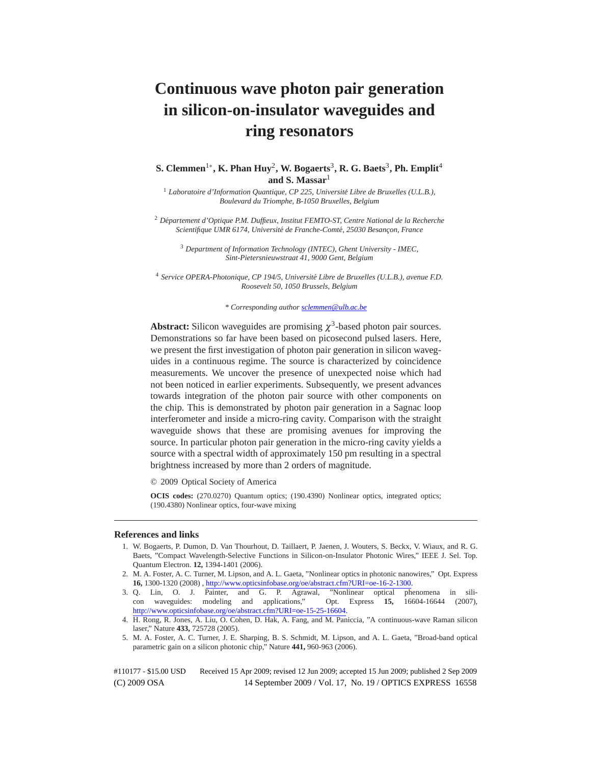# Continuous wave photon pair generation in silicon-on-insulator waveguides and ring resonators

**S. Clemmen[1*], K. Phan Huy[2], W. Bogaerts[3], R. G. Baets[3], Ph. Emplit[4] and S. Massar[1]**

[1] *Laboratoire d'Information Quantique, CP 225, Université Libre de Bruxelles (U.L.B.), Boulevard du Triomphe, B-1050 Bruxelles, Belgium*

[2] *Département d'Optique P.M. Duffieux, Institut FEMTO-ST, Centre National de la Recherche Scientifique UMR 6174, Université de Franche-Comté, 25030 Besançon, France*

[3] *Department of Information Technology (INTEC), Ghent University - IMEC, Sint-Pietersnieuwstraat 41, 9000 Gent, Belgium*

[4] *Service OPERA-Photonique, CP 194/5, Université Libre de Bruxelles (U.L.B.), avenue F.D. Roosevelt 50, 1050 Brussels, Belgium*

*\* Corresponding author sclemmen@ulb.ac.be*

**Abstract:** Silicon waveguides are promising $\chi^3$-based photon pair sources. Demonstrations so far have been based on picosecond pulsed lasers. Here, we present the first investigation of photon pair generation in silicon waveguides in a continuous regime. The source is characterized by coincidence measurements. We uncover the presence of unexpected noise which had not been noticed in earlier experiments. Subsequently, we present advances towards integration of the photon pair source with other components on the chip. This is demonstrated by photon pair generation in a Sagnac loop interferometer and inside a micro-ring cavity. Comparison with the straight waveguide shows that these are promising avenues for improving the source. In particular photon pair generation in the micro-ring cavity yields a source with a spectral width of approximately 150 pm resulting in a spectral brightness increased by more than 2 orders of magnitude.

© 2009 Optical Society of America

**OCIS codes:** (270.0270) Quantum optics; (190.4390) Nonlinear optics, integrated optics; (190.4380) Nonlinear optics, four-wave mixing

## References and links

1. W. Bogaerts, P. Dumon, D. Van Thourhout, D. Taillaert, P. Jaenen, J. Wouters, S. Beckx, V. Wiaux, and R. G. Baets, "Compact Wavelength-Selective Functions in Silicon-on-Insulator Photonic Wires," IEEE J. Sel. Top. Quantum Electron. **12,** 1394-1401 (2006).
2. M. A. Foster, A. C. Turner, M. Lipson, and A. L. Gaeta, "Nonlinear optics in photonic nanowires," Opt. Express **16,** 1300-1320 (2008) , http://www.opticsinfobase.org/oe/abstract.cfm?URI=oe-16-2-1300.
3. Q. Lin, O. J. Painter, and G. P. Agrawal, "Nonlinear optical phenomena in silicon waveguides: modeling and applications," Opt. Express **15,** 16604-16644 (2007), http://www.opticsinfobase.org/oe/abstract.cfm?URI=oe-15-25-16604.
4. H. Rong, R. Jones, A. Liu, O. Cohen, D. Hak, A. Fang, and M. Paniccia, "A continuous-wave Raman silicon laser," Nature **433,** 725728 (2005).
5. M. A. Foster, A. C. Turner, J. E. Sharping, B. S. Schmidt, M. Lipson, and A. L. Gaeta, "Broad-band optical parametric gain on a silicon photonic chip," Nature **441,** 960-963 (2006).

#110177 - $15.00 USD Received 15 Apr 2009; revised 12 Jun 2009; accepted 15 Jun 2009; published 2 Sep 2009
(C) 2009 OSA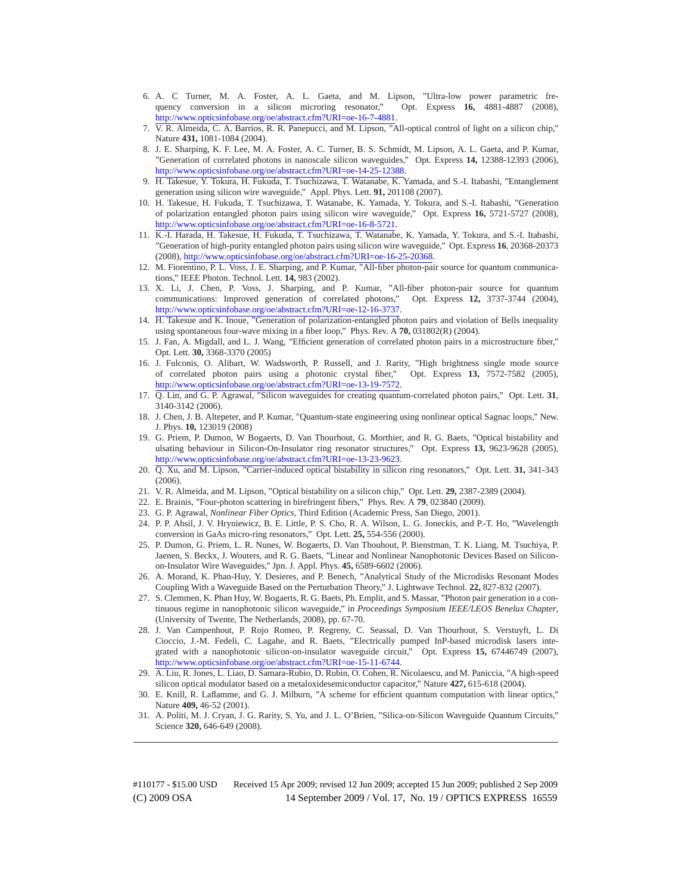6. A. C Turner, M. A. Foster, A. L. Gaeta, and M. Lipson, "Ultra-low power parametric frequency conversion in a silicon microring resonator," Opt. Express **16,** 4881-4887 (2008), http://www.opticsinfobase.org/oe/abstract.cfm?URI=oe-16-7-4881.
7. V. R. Almeida, C. A. Barrios, R. R. Panepucci, and M. Lipson, "All-optical control of light on a silicon chip," Nature **431,** 1081-1084 (2004).
8. J. E. Sharping, K. F. Lee, M. A. Foster, A. C. Turner, B. S. Schmidt, M. Lipson, A. L. Gaeta, and P. Kumar, "Generation of correlated photons in nanoscale silicon waveguides," Opt. Express **14,** 12388-12393 (2006), http://www.opticsinfobase.org/oe/abstract.cfm?URI=oe-14-25-12388.
9. H. Takesue, Y. Tokura, H. Fukuda, T. Tsuchizawa, T. Watanabe, K. Yamada, and S.-I. Itabashi, "Entanglement generation using silicon wire waveguide," Appl. Phys. Lett. **91,** 201108 (2007).
10. H. Takesue, H. Fukuda, T. Tsuchizawa, T. Watanabe, K. Yamada, Y. Tokura, and S.-I. Itabashi, "Generation of polarization entangled photon pairs using silicon wire waveguide," Opt. Express **16,** 5721-5727 (2008), http://www.opticsinfobase.org/oe/abstract.cfm?URI=oe-16-8-5721.
11. K.-I. Harada, H. Takesue, H. Fukuda, T. Tsuchizawa, T. Watanabe, K. Yamada, Y. Tokura, and S.-I. Itabashi, "Generation of high-purity entangled photon pairs using silicon wire waveguide," Opt. Express **16**, 20368-20373 (2008), http://www.opticsinfobase.org/oe/abstract.cfm?URI=oe-16-25-20368.
12. M. Fiorentino, P. L. Voss, J. E. Sharping, and P. Kumar, "All-fiber photon-pair source for quantum communications," IEEE Photon. Technol. Lett. **14,** 983 (2002).
13. X. Li, J. Chen, P. Voss, J. Sharping, and P. Kumar, "All-fiber photon-pair source for quantum communications: Improved generation of correlated photons," Opt. Express **12,** 3737-3744 (2004), http://www.opticsinfobase.org/oe/abstract.cfm?URI=oe-12-16-3737.
14. H. Takesue and K. Inoue, "Generation of polarization-entangled photon pairs and violation of Bells inequality using spontaneous four-wave mixing in a fiber loop," Phys. Rev. A **70,** 031802(R) (2004).
15. J. Fan, A. Migdall, and L. J. Wang, "Efficient generation of correlated photon pairs in a microstructure fiber," Opt. Lett. **30,** 3368-3370 (2005)
16. J. Fulconis, O. Alibart, W. Wadsworth, P. Russell, and J. Rarity, "High brightness single mode source of correlated photon pairs using a photonic crystal fiber," Opt. Express **13,** 7572-7582 (2005), http://www.opticsinfobase.org/oe/abstract.cfm?URI=oe-13-19-7572.
17. Q. Lin, and G. P. Agrawal, "Silicon waveguides for creating quantum-correlated photon pairs," Opt. Lett. **31**, 3140-3142 (2006).
18. J. Chen, J. B. Altepeter, and P. Kumar, "Quantum-state engineering using nonlinear optical Sagnac loops," New. J. Phys. **10,** 123019 (2008)
19. G. Priem, P. Dumon, W Bogaerts, D. Van Thourhout, G. Morthier, and R. G. Baets, "Optical bistability and ulsating behaviour in Silicon-On-Insulator ring resonator structures," Opt. Express **13,** 9623-9628 (2005), http://www.opticsinfobase.org/oe/abstract.cfm?URI=oe-13-23-9623.
20. Q. Xu, and M. Lipson, "Carrier-induced optical bistability in silicon ring resonators," Opt. Lett. **31,** 341-343 (2006).
21. V. R. Almeida, and M. Lipson, "Optical bistability on a silicon chip," Opt. Lett. **29,** 2387-2389 (2004).
22. E. Brainis, "Four-photon scattering in birefringent fibers," Phys. Rev. A **79**, 023840 (2009).
23. G. P. Agrawal, *Nonlinear Fiber Optics*, Third Edition (Academic Press, San Diego, 2001).
24. P. P. Absil, J. V. Hryniewicz, B. E. Little, P. S. Cho, R. A. Wilson, L. G. Joneckis, and P.-T. Ho, "Wavelength conversion in GaAs micro-ring resonators," Opt. Lett. **25,** 554-556 (2000).
25. P. Dumon, G. Priem, L. R. Nunes, W. Bogaerts, D. Van Thouhout, P. Bienstman, T. K. Liang, M. Tsuchiya, P. Jaenen, S. Beckx, J. Wouters, and R. G. Baets, "Linear and Nonlinear Nanophotonic Devices Based on Silicon-on-Insulator Wire Waveguides," Jpn. J. Appl. Phys. **45,** 6589-6602 (2006).
26. A. Morand, K. Phan-Huy, Y. Desieres, and P. Benech, "Analytical Study of the Microdisks Resonant Modes Coupling With a Waveguide Based on the Perturbation Theory," J. Lightwave Technol. **22,** 827-832 (2007).
27. S. Clemmen, K. Phan Huy, W. Bogaerts, R. G. Baets, Ph. Emplit, and S. Massar, "Photon pair generation in a continuous regime in nanophotonic silicon waveguide," in *Proceedings Symposium IEEE/LEOS Benelux Chapter*, (University of Twente, The Netherlands, 2008), pp. 67-70.
28. J. Van Campenhout, P. Rojo Romeo, P. Regreny, C. Seassal, D. Van Thourhout, S. Verstuyft, L. Di Cioccio, J.-M. Fedeli, C. Lagahe, and R. Baets, "Electrically pumped InP-based microdisk lasers integrated with a nanophotonic silicon-on-insulator waveguide circuit," Opt. Express **15,** 67446749 (2007), http://www.opticsinfobase.org/oe/abstract.cfm?URI=oe-15-11-6744.
29. A. Liu, R. Jones, L. Liao, D. Samara-Rubio, D. Rubin, O. Cohen, R. Nicolaescu, and M. Paniccia, "A high-speed silicon optical modulator based on a metaloxidesemiconductor capacitor," Nature **427,** 615-618 (2004).
30. E. Knill, R. Laflamme, and G. J. Milburn, "A scheme for efficient quantum computation with linear optics," Nature **409,** 46-52 (2001).
31. A. Politi, M. J. Cryan, J. G. Rarity, S. Yu, and J. L. O'Brien, "Silica-on-Silicon Waveguide Quantum Circuits," Science **320,** 646-649 (2008).

#110177 - $15.00 USD Received 15 Apr 2009; revised 12 Jun 2009; accepted 15 Jun 2009; published 2 Sep 2009
(C) 2009 OSA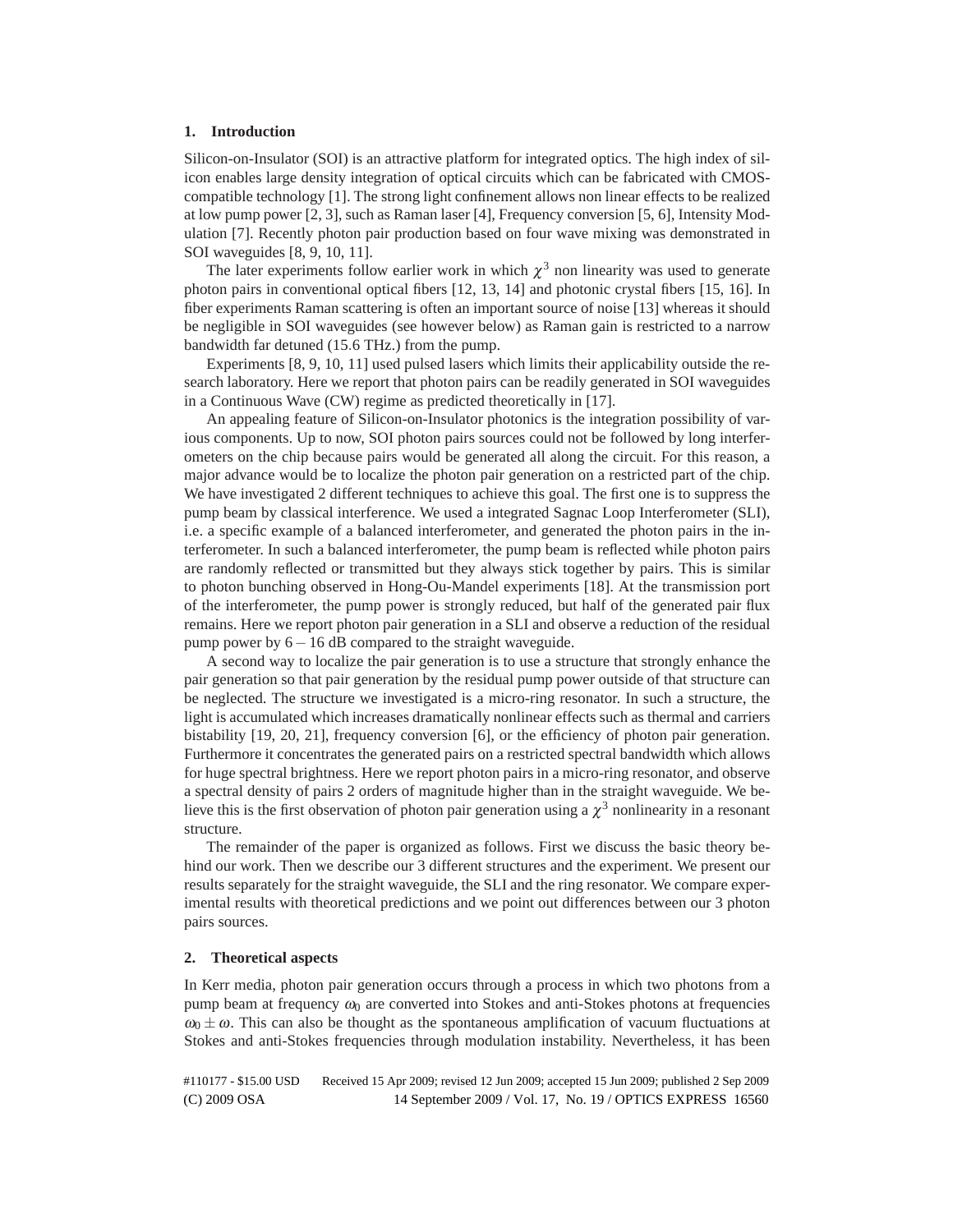## 1. Introduction

Silicon-on-Insulator (SOI) is an attractive platform for integrated optics. The high index of silicon enables large density integration of optical circuits which can be fabricated with CMOS-compatible technology [1]. The strong light confinement allows non linear effects to be realized at low pump power [2, 3], such as Raman laser [4], Frequency conversion [5, 6], Intensity Modulation [7]. Recently photon pair production based on four wave mixing was demonstrated in SOI waveguides [8, 9, 10, 11].

The later experiments follow earlier work in which $\chi^3$ non linearity was used to generate photon pairs in conventional optical fibers [12, 13, 14] and photonic crystal fibers [15, 16]. In fiber experiments Raman scattering is often an important source of noise [13] whereas it should be negligible in SOI waveguides (see however below) as Raman gain is restricted to a narrow bandwidth far detuned (15.6 THz.) from the pump.

Experiments [8, 9, 10, 11] used pulsed lasers which limits their applicability outside the research laboratory. Here we report that photon pairs can be readily generated in SOI waveguides in a Continuous Wave (CW) regime as predicted theoretically in [17].

An appealing feature of Silicon-on-Insulator photonics is the integration possibility of various components. Up to now, SOI photon pairs sources could not be followed by long interferometers on the chip because pairs would be generated all along the circuit. For this reason, a major advance would be to localize the photon pair generation on a restricted part of the chip. We have investigated 2 different techniques to achieve this goal. The first one is to suppress the pump beam by classical interference. We used a integrated Sagnac Loop Interferometer (SLI), i.e. a specific example of a balanced interferometer, and generated the photon pairs in the interferometer. In such a balanced interferometer, the pump beam is reflected while photon pairs are randomly reflected or transmitted but they always stick together by pairs. This is similar to photon bunching observed in Hong-Ou-Mandel experiments [18]. At the transmission port of the interferometer, the pump power is strongly reduced, but half of the generated pair flux remains. Here we report photon pair generation in a SLI and observe a reduction of the residual pump power by 6 – 16 dB compared to the straight waveguide.

A second way to localize the pair generation is to use a structure that strongly enhance the pair generation so that pair generation by the residual pump power outside of that structure can be neglected. The structure we investigated is a micro-ring resonator. In such a structure, the light is accumulated which increases dramatically nonlinear effects such as thermal and carriers bistability [19, 20, 21], frequency conversion [6], or the efficiency of photon pair generation. Furthermore it concentrates the generated pairs on a restricted spectral bandwidth which allows for huge spectral brightness. Here we report photon pairs in a micro-ring resonator, and observe a spectral density of pairs 2 orders of magnitude higher than in the straight waveguide. We believe this is the first observation of photon pair generation using a $\chi^3$ nonlinearity in a resonant structure.

The remainder of the paper is organized as follows. First we discuss the basic theory behind our work. Then we describe our 3 different structures and the experiment. We present our results separately for the straight waveguide, the SLI and the ring resonator. We compare experimental results with theoretical predictions and we point out differences between our 3 photon pairs sources.

## 2. Theoretical aspects

In Kerr media, photon pair generation occurs through a process in which two photons from a pump beam at frequency $\omega_0$ are converted into Stokes and anti-Stokes photons at frequencies $\omega_0 \pm \omega$. This can also be thought as the spontaneous amplification of vacuum fluctuations at Stokes and anti-Stokes frequencies through modulation instability. Nevertheless, it has been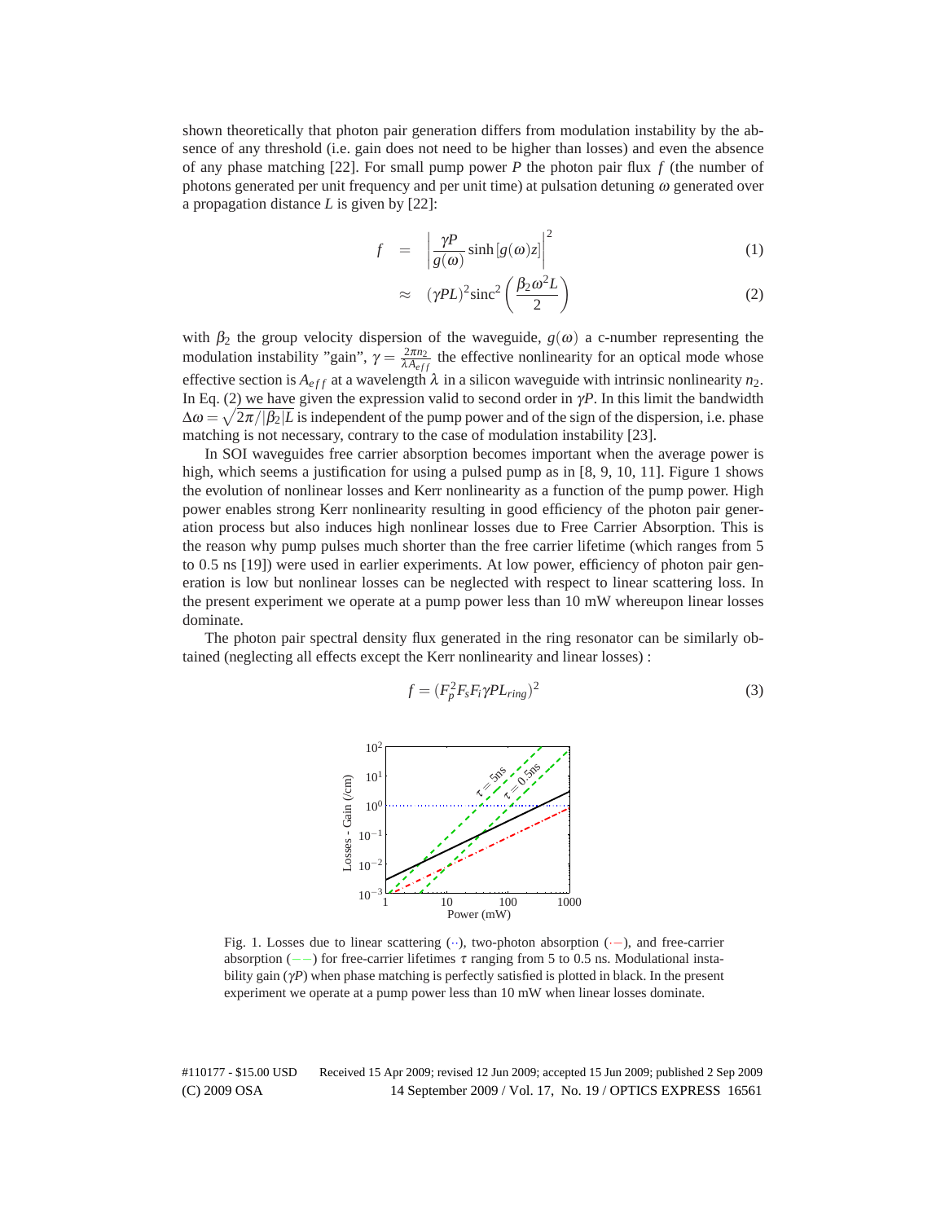shown theoretically that photon pair generation differs from modulation instability by the absence of any threshold (i.e. gain does not need to be higher than losses) and even the absence of any phase matching [22]. For small pump power $P$ the photon pair flux $f$ (the number of photons generated per unit frequency and per unit time) at pulsation detuning $\omega$ generated over a propagation distance $L$ is given by [22]:

$$f = \left| \frac{\gamma P}{g(\omega)} \sinh\left[g(\omega)z\right] \right|^2 \tag{1}$$

$$\approx (\gamma P L)^2 \mathrm{sinc}^2\left(\frac{\beta_2 \omega^2 L}{2}\right) \tag{2}$$

with $\beta_2$ the group velocity dispersion of the waveguide, $g(\omega)$ a c-number representing the modulation instability "gain", $\gamma = \frac{2\pi n_2}{\lambda A_{eff}}$ the effective nonlinearity for an optical mode whose effective section is $A_{eff}$ at a wavelength $\lambda$ in a silicon waveguide with intrinsic nonlinearity $n_2$. In Eq. (2) we have given the expression valid to second order in $\gamma P$. In this limit the bandwidth $\Delta\omega = \sqrt{2\pi/|\beta_2|L}$ is independent of the pump power and of the sign of the dispersion, i.e. phase matching is not necessary, contrary to the case of modulation instability [23].

In SOI waveguides free carrier absorption becomes important when the average power is high, which seems a justification for using a pulsed pump as in [8, 9, 10, 11]. Figure 1 shows the evolution of nonlinear losses and Kerr nonlinearity as a function of the pump power. High power enables strong Kerr nonlinearity resulting in good efficiency of the photon pair generation process but also induces high nonlinear losses due to Free Carrier Absorption. This is the reason why pump pulses much shorter than the free carrier lifetime (which ranges from 5 to 0.5 ns [19]) were used in earlier experiments. At low power, efficiency of photon pair generation is low but nonlinear losses can be neglected with respect to linear scattering loss. In the present experiment we operate at a pump power less than 10 mW whereupon linear losses dominate.

The photon pair spectral density flux generated in the ring resonator can be similarly obtained (neglecting all effects except the Kerr nonlinearity and linear losses) :

$$f = (F_p^2 F_s F_i \gamma P L_{ring})^2 \tag{3}$$

Fig. 1. Losses due to linear scattering (··), two-photon absorption (·−), and free-carrier absorption (−−) for free-carrier lifetimes $\tau$ ranging from 5 to 0.5 ns. Modulational instability gain ($\gamma P$) when phase matching is perfectly satisfied is plotted in black. In the present experiment we operate at a pump power less than 10 mW when linear losses dominate.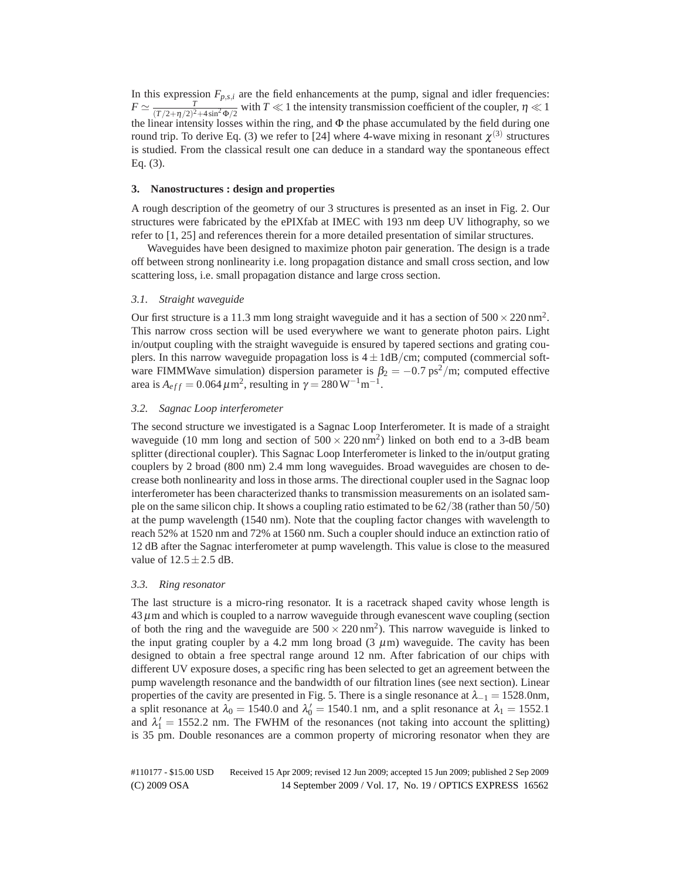In this expression $F_{p,s,i}$ are the field enhancements at the pump, signal and idler frequencies: $F \simeq \frac{T}{(T/2+\eta/2)^2+4\sin^2\Phi/2}$ with $T \ll 1$ the intensity transmission coefficient of the coupler, $\eta \ll 1$ the linear intensity losses within the ring, and $\Phi$ the phase accumulated by the field during one round trip. To derive Eq. (3) we refer to [24] where 4-wave mixing in resonant $\chi^{(3)}$ structures is studied. From the classical result one can deduce in a standard way the spontaneous effect Eq. (3).

## 3. Nanostructures : design and properties

A rough description of the geometry of our 3 structures is presented as an inset in Fig. 2. Our structures were fabricated by the ePIXfab at IMEC with 193 nm deep UV lithography, so we refer to [1, 25] and references therein for a more detailed presentation of similar structures.

Waveguides have been designed to maximize photon pair generation. The design is a trade off between strong nonlinearity i.e. long propagation distance and small cross section, and low scattering loss, i.e. small propagation distance and large cross section.

### *3.1. Straight waveguide*

Our first structure is a 11.3 mm long straight waveguide and it has a section of $500 \times 220\,\mathrm{nm}^2$. This narrow cross section will be used everywhere we want to generate photon pairs. Light in/output coupling with the straight waveguide is ensured by tapered sections and grating couplers. In this narrow waveguide propagation loss is $4 \pm 1\mathrm{dB/cm}$; computed (commercial software FIMMWave simulation) dispersion parameter is $\beta_2 = -0.7\,\mathrm{ps}^2/\mathrm{m}$; computed effective area is $A_{eff} = 0.064\,\mu\mathrm{m}^2$, resulting in $\gamma = 280\,\mathrm{W}^{-1}\mathrm{m}^{-1}$.

### *3.2. Sagnac Loop interferometer*

The second structure we investigated is a Sagnac Loop Interferometer. It is made of a straight waveguide (10 mm long and section of $500 \times 220\,\mathrm{nm}^2$) linked on both end to a 3-dB beam splitter (directional coupler). This Sagnac Loop Interferometer is linked to the in/output grating couplers by 2 broad (800 nm) 2.4 mm long waveguides. Broad waveguides are chosen to decrease both nonlinearity and loss in those arms. The directional coupler used in the Sagnac loop interferometer has been characterized thanks to transmission measurements on an isolated sample on the same silicon chip. It shows a coupling ratio estimated to be $62/38$ (rather than $50/50$) at the pump wavelength (1540 nm). Note that the coupling factor changes with wavelength to reach 52% at 1520 nm and 72% at 1560 nm. Such a coupler should induce an extinction ratio of 12 dB after the Sagnac interferometer at pump wavelength. This value is close to the measured value of $12.5 \pm 2.5$ dB.

### *3.3. Ring resonator*

The last structure is a micro-ring resonator. It is a racetrack shaped cavity whose length is $43\,\mu$m and which is coupled to a narrow waveguide through evanescent wave coupling (section of both the ring and the waveguide are $500 \times 220\,\mathrm{nm}^2$). This narrow waveguide is linked to the input grating coupler by a 4.2 mm long broad (3 $\mu$m) waveguide. The cavity has been designed to obtain a free spectral range around 12 nm. After fabrication of our chips with different UV exposure doses, a specific ring has been selected to get an agreement between the pump wavelength resonance and the bandwidth of our filtration lines (see next section). Linear properties of the cavity are presented in Fig. 5. There is a single resonance at $\lambda_{-1} = 1528.0$nm, a split resonance at $\lambda_0 = 1540.0$ and $\lambda_0' = 1540.1$ nm, and a split resonance at $\lambda_1 = 1552.1$ and $\lambda_1' = 1552.2$ nm. The FWHM of the resonances (not taking into account the splitting) is 35 pm. Double resonances are a common property of microring resonator when they are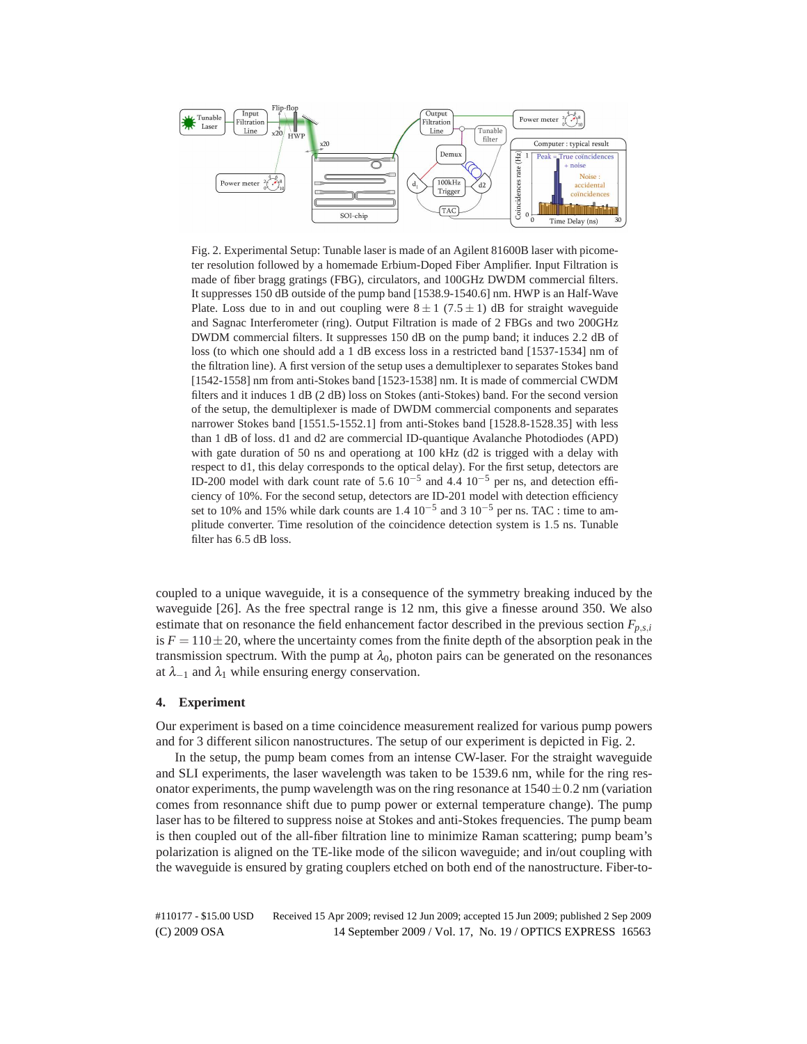Fig. 2. Experimental Setup: Tunable laser is made of an Agilent 81600B laser with picometer resolution followed by a homemade Erbium-Doped Fiber Amplifier. Input Filtration is made of fiber bragg gratings (FBG), circulators, and 100GHz DWDM commercial filters. It suppresses 150 dB outside of the pump band [1538.9-1540.6] nm. HWP is an Half-Wave Plate. Loss due to in and out coupling were $8 \pm 1$ ($7.5 \pm 1$) dB for straight waveguide and Sagnac Interferometer (ring). Output Filtration is made of 2 FBGs and two 200GHz DWDM commercial filters. It suppresses 150 dB on the pump band; it induces 2.2 dB of loss (to which one should add a 1 dB excess loss in a restricted band [1537-1534] nm of the filtration line). A first version of the setup uses a demultiplexer to separates Stokes band [1542-1558] nm from anti-Stokes band [1523-1538] nm. It is made of commercial CWDM filters and it induces 1 dB (2 dB) loss on Stokes (anti-Stokes) band. For the second version of the setup, the demultiplexer is made of DWDM commercial components and separates narrower Stokes band [1551.5-1552.1] from anti-Stokes band [1528.8-1528.35] with less than 1 dB of loss. d1 and d2 are commercial ID-quantique Avalanche Photodiodes (APD) with gate duration of 50 ns and operating at 100 kHz (d2 is trigged with a delay with respect to d1, this delay corresponds to the optical delay). For the first setup, detectors are ID-200 model with dark count rate of 5.6 $10^{-5}$ and 4.4 $10^{-5}$ per ns, and detection efficiency of 10%. For the second setup, detectors are ID-201 model with detection efficiency set to 10% and 15% while dark counts are 1.4 $10^{-5}$ and 3 $10^{-5}$ per ns. TAC : time to amplitude converter. Time resolution of the coincidence detection system is 1.5 ns. Tunable filter has 6.5 dB loss.

coupled to a unique waveguide, it is a consequence of the symmetry breaking induced by the waveguide [26]. As the free spectral range is 12 nm, this give a finesse around 350. We also estimate that on resonance the field enhancement factor described in the previous section $F_{p,s,i}$ is $F = 110 \pm 20$, where the uncertainty comes from the finite depth of the absorption peak in the transmission spectrum. With the pump at $\lambda_0$, photon pairs can be generated on the resonances at $\lambda_{-1}$ and $\lambda_1$ while ensuring energy conservation.

## 4. Experiment

Our experiment is based on a time coincidence measurement realized for various pump powers and for 3 different silicon nanostructures. The setup of our experiment is depicted in Fig. 2.

In the setup, the pump beam comes from an intense CW-laser. For the straight waveguide and SLI experiments, the laser wavelength was taken to be 1539.6 nm, while for the ring resonator experiments, the pump wavelength was on the ring resonance at $1540 \pm 0.2$ nm (variation comes from resonnance shift due to pump power or external temperature change). The pump laser has to be filtered to suppress noise at Stokes and anti-Stokes frequencies. The pump beam is then coupled out of the all-fiber filtration line to minimize Raman scattering; pump beam's polarization is aligned on the TE-like mode of the silicon waveguide; and in/out coupling with the waveguide is ensured by grating couplers etched on both end of the nanostructure. Fiber-to-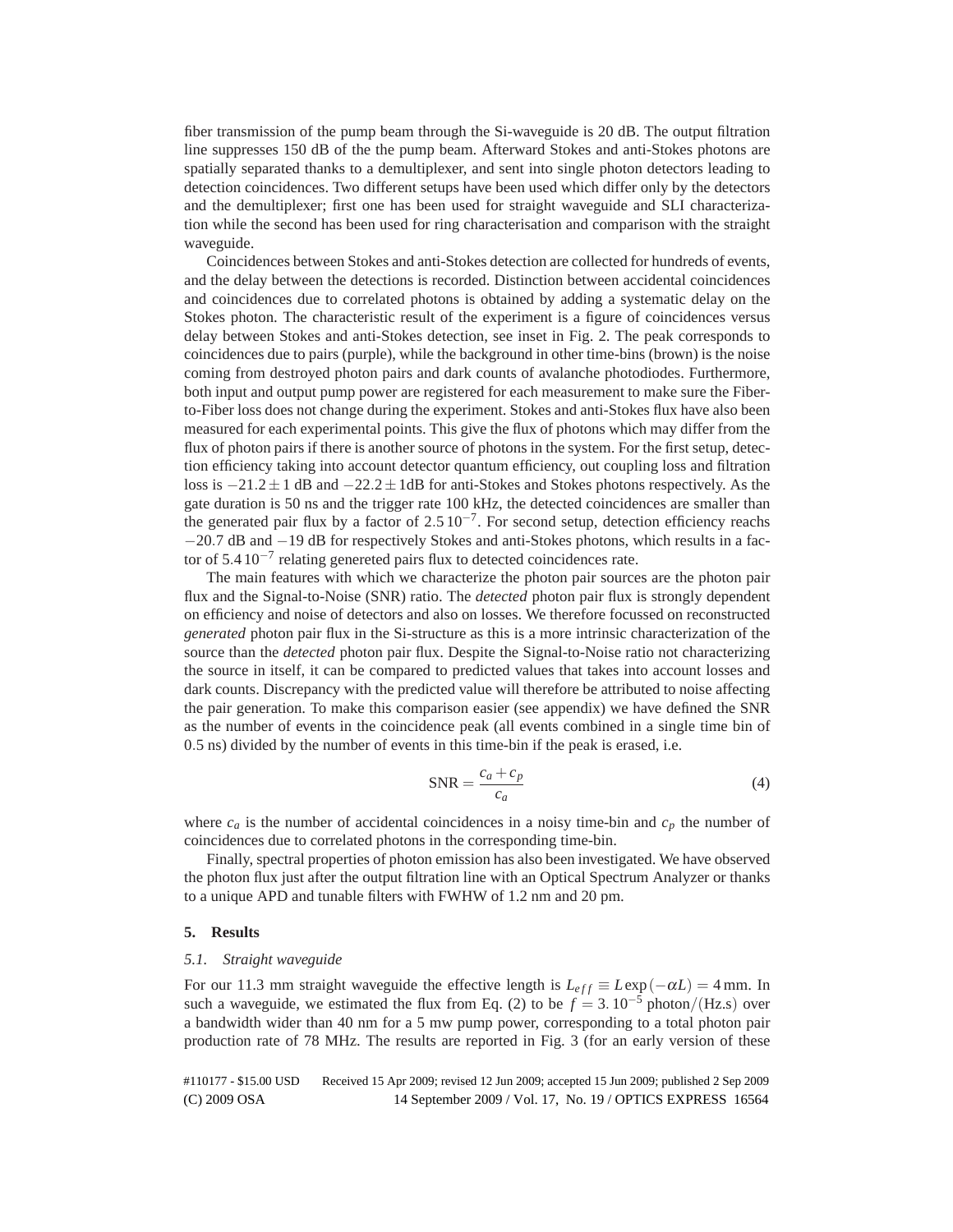fiber transmission of the pump beam through the Si-waveguide is 20 dB. The output filtration line suppresses 150 dB of the the pump beam. Afterward Stokes and anti-Stokes photons are spatially separated thanks to a demultiplexer, and sent into single photon detectors leading to detection coincidences. Two different setups have been used which differ only by the detectors and the demultiplexer; first one has been used for straight waveguide and SLI characterization while the second has been used for ring characterisation and comparison with the straight waveguide.

Coincidences between Stokes and anti-Stokes detection are collected for hundreds of events, and the delay between the detections is recorded. Distinction between accidental coincidences and coincidences due to correlated photons is obtained by adding a systematic delay on the Stokes photon. The characteristic result of the experiment is a figure of coincidences versus delay between Stokes and anti-Stokes detection, see inset in Fig. 2. The peak corresponds to coincidences due to pairs (purple), while the background in other time-bins (brown) is the noise coming from destroyed photon pairs and dark counts of avalanche photodiodes. Furthermore, both input and output pump power are registered for each measurement to make sure the Fiber-to-Fiber loss does not change during the experiment. Stokes and anti-Stokes flux have also been measured for each experimental points. This give the flux of photons which may differ from the flux of photon pairs if there is another source of photons in the system. For the first setup, detection efficiency taking into account detector quantum efficiency, out coupling loss and filtration loss is $-21.2 \pm 1$ dB and $-22.2 \pm 1$dB for anti-Stokes and Stokes photons respectively. As the gate duration is 50 ns and the trigger rate 100 kHz, the detected coincidences are smaller than the generated pair flux by a factor of $2.5\,10^{-7}$. For second setup, detection efficiency reachs $-20.7$ dB and $-19$ dB for respectively Stokes and anti-Stokes photons, which results in a factor of $5.4\,10^{-7}$ relating genereted pairs flux to detected coincidences rate.

The main features with which we characterize the photon pair sources are the photon pair flux and the Signal-to-Noise (SNR) ratio. The *detected* photon pair flux is strongly dependent on efficiency and noise of detectors and also on losses. We therefore focussed on reconstructed *generated* photon pair flux in the Si-structure as this is a more intrinsic characterization of the source than the *detected* photon pair flux. Despite the Signal-to-Noise ratio not characterizing the source in itself, it can be compared to predicted values that takes into account losses and dark counts. Discrepancy with the predicted value will therefore be attributed to noise affecting the pair generation. To make this comparison easier (see appendix) we have defined the SNR as the number of events in the coincidence peak (all events combined in a single time bin of 0.5 ns) divided by the number of events in this time-bin if the peak is erased, i.e.

$$\text{SNR} = \frac{c_a + c_p}{c_a} \tag{4}$$

where $c_a$ is the number of accidental coincidences in a noisy time-bin and $c_p$ the number of coincidences due to correlated photons in the corresponding time-bin.

Finally, spectral properties of photon emission has also been investigated. We have observed the photon flux just after the output filtration line with an Optical Spectrum Analyzer or thanks to a unique APD and tunable filters with FWHW of 1.2 nm and 20 pm.

## 5. Results

### 5.1. Straight waveguide

For our 11.3 mm straight waveguide the effective length is $L_{eff} \equiv L\exp(-\alpha L) = 4$ mm. In such a waveguide, we estimated the flux from Eq. (2) to be $f = 3.\,10^{-5}$ photon/(Hz.s) over a bandwidth wider than 40 nm for a 5 mw pump power, corresponding to a total photon pair production rate of 78 MHz. The results are reported in Fig. 3 (for an early version of these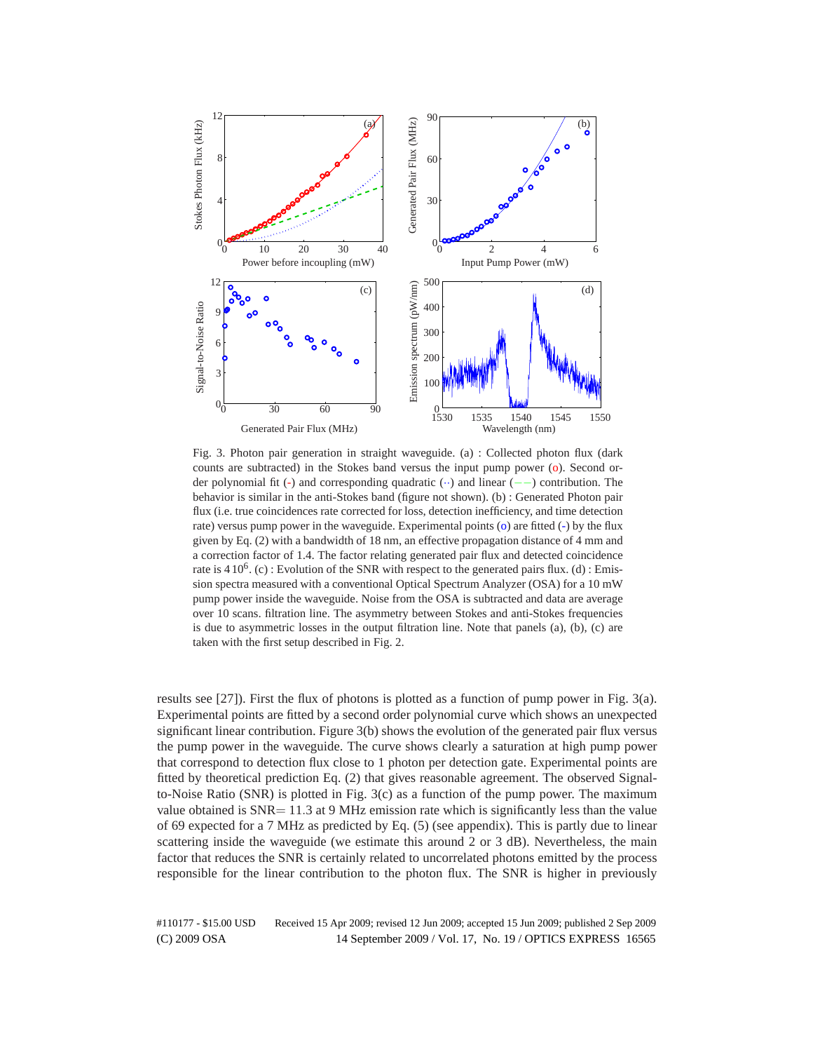Fig. 3. Photon pair generation in straight waveguide. (a) : Collected photon flux (dark counts are subtracted) in the Stokes band versus the input pump power (o). Second order polynomial fit (-) and corresponding quadratic (··) and linear (−−) contribution. The behavior is similar in the anti-Stokes band (figure not shown). (b) : Generated Photon pair flux (i.e. true coincidences rate corrected for loss, detection inefficiency, and time detection rate) versus pump power in the waveguide. Experimental points (o) are fitted (-) by the flux given by Eq. (2) with a bandwidth of 18 nm, an effective propagation distance of 4 mm and a correction factor of 1.4. The factor relating generated pair flux and detected coincidence rate is $4\,10^6$. (c) : Evolution of the SNR with respect to the generated pairs flux. (d) : Emission spectra measured with a conventional Optical Spectrum Analyzer (OSA) for a 10 mW pump power inside the waveguide. Noise from the OSA is subtracted and data are average over 10 scans. filtration line. The asymmetry between Stokes and anti-Stokes frequencies is due to asymmetric losses in the output filtration line. Note that panels (a), (b), (c) are taken with the first setup described in Fig. 2.

results see [27]). First the flux of photons is plotted as a function of pump power in Fig. 3(a). Experimental points are fitted by a second order polynomial curve which shows an unexpected significant linear contribution. Figure 3(b) shows the evolution of the generated pair flux versus the pump power in the waveguide. The curve shows clearly a saturation at high pump power that correspond to detection flux close to 1 photon per detection gate. Experimental points are fitted by theoretical prediction Eq. (2) that gives reasonable agreement. The observed Signal-to-Noise Ratio (SNR) is plotted in Fig. 3(c) as a function of the pump power. The maximum value obtained is SNR= 11.3 at 9 MHz emission rate which is significantly less than the value of 69 expected for a 7 MHz as predicted by Eq. (5) (see appendix). This is partly due to linear scattering inside the waveguide (we estimate this around 2 or 3 dB). Nevertheless, the main factor that reduces the SNR is certainly related to uncorrelated photons emitted by the process responsible for the linear contribution to the photon flux. The SNR is higher in previously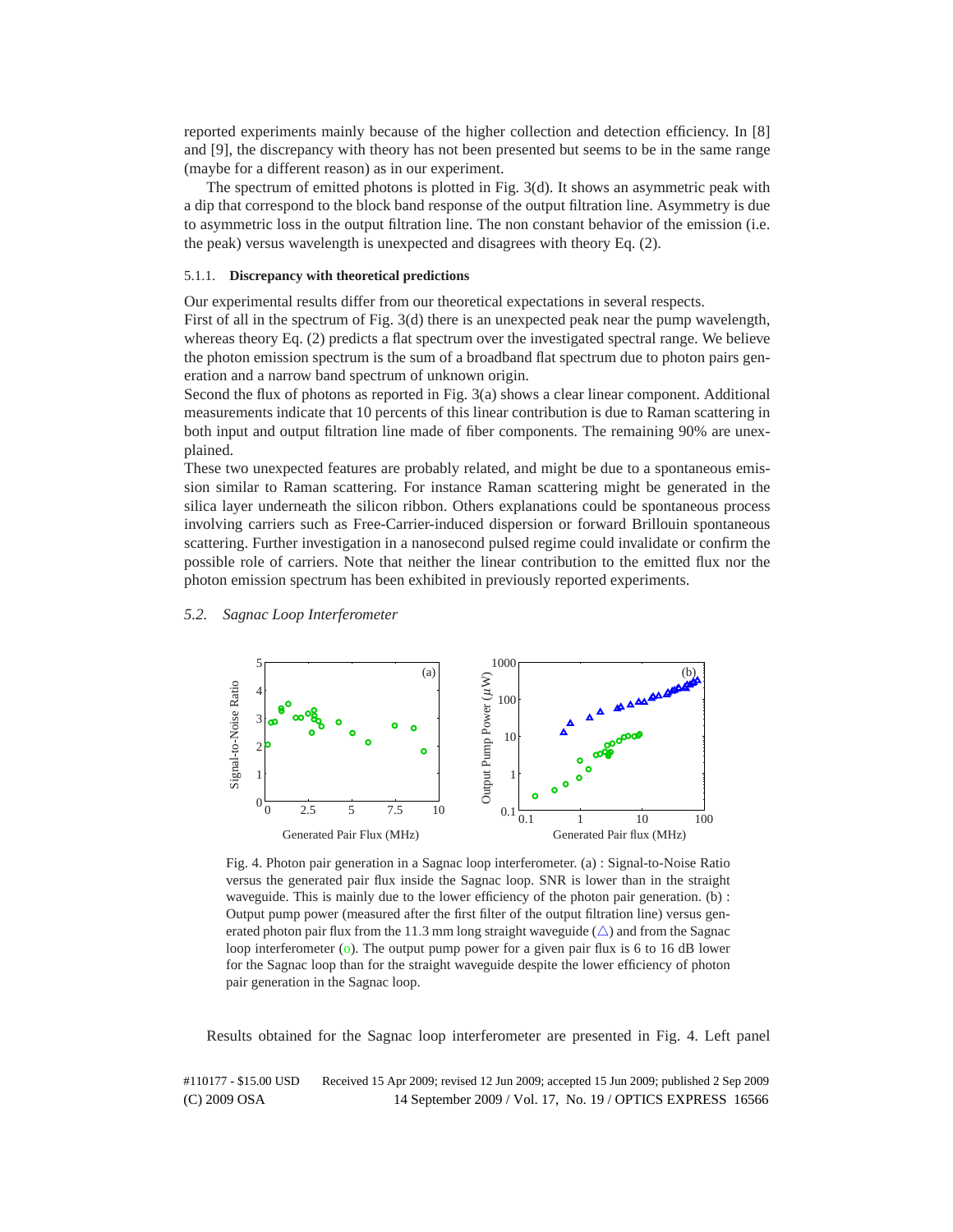reported experiments mainly because of the higher collection and detection efficiency. In [8] and [9], the discrepancy with theory has not been presented but seems to be in the same range (maybe for a different reason) as in our experiment.

The spectrum of emitted photons is plotted in Fig. 3(d). It shows an asymmetric peak with a dip that correspond to the block band response of the output filtration line. Asymmetry is due to asymmetric loss in the output filtration line. The non constant behavior of the emission (i.e. the peak) versus wavelength is unexpected and disagrees with theory Eq. (2).

#### 5.1.1. **Discrepancy with theoretical predictions**

Our experimental results differ from our theoretical expectations in several respects.
First of all in the spectrum of Fig. 3(d) there is an unexpected peak near the pump wavelength, whereas theory Eq. (2) predicts a flat spectrum over the investigated spectral range. We believe the photon emission spectrum is the sum of a broadband flat spectrum due to photon pairs generation and a narrow band spectrum of unknown origin.
Second the flux of photons as reported in Fig. 3(a) shows a clear linear component. Additional measurements indicate that 10 percents of this linear contribution is due to Raman scattering in both input and output filtration line made of fiber components. The remaining 90% are unexplained.
These two unexpected features are probably related, and might be due to a spontaneous emission similar to Raman scattering. For instance Raman scattering might be generated in the silica layer underneath the silicon ribbon. Others explanations could be spontaneous process involving carriers such as Free-Carrier-induced dispersion or forward Brillouin spontaneous scattering. Further investigation in a nanosecond pulsed regime could invalidate or confirm the possible role of carriers. Note that neither the linear contribution to the emitted flux nor the photon emission spectrum has been exhibited in previously reported experiments.

### *5.2. Sagnac Loop Interferometer*

Fig. 4. Photon pair generation in a Sagnac loop interferometer. (a) : Signal-to-Noise Ratio versus the generated pair flux inside the Sagnac loop. SNR is lower than in the straight waveguide. This is mainly due to the lower efficiency of the photon pair generation. (b) : Output pump power (measured after the first filter of the output filtration line) versus generated photon pair flux from the 11.3 mm long straight waveguide (△) and from the Sagnac loop interferometer (o). The output pump power for a given pair flux is 6 to 16 dB lower for the Sagnac loop than for the straight waveguide despite the lower efficiency of photon pair generation in the Sagnac loop.

Results obtained for the Sagnac loop interferometer are presented in Fig. 4. Left panel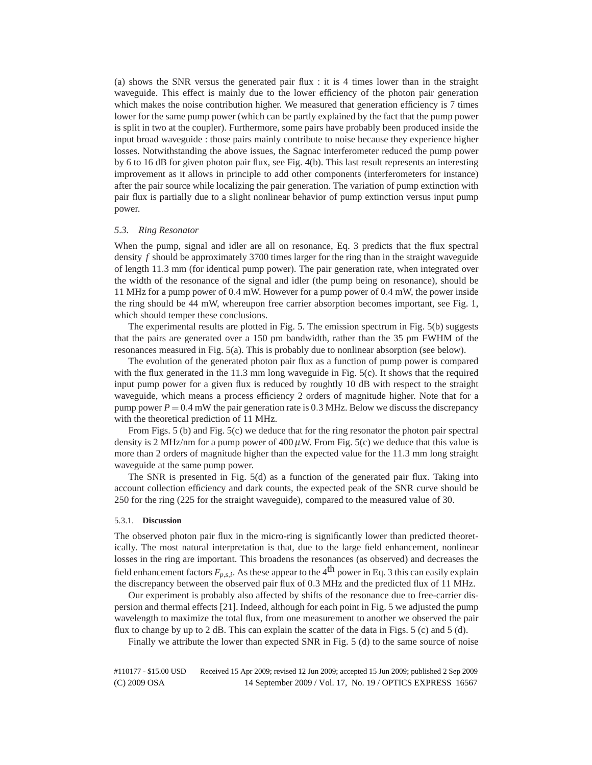(a) shows the SNR versus the generated pair flux : it is 4 times lower than in the straight waveguide. This effect is mainly due to the lower efficiency of the photon pair generation which makes the noise contribution higher. We measured that generation efficiency is 7 times lower for the same pump power (which can be partly explained by the fact that the pump power is split in two at the coupler). Furthermore, some pairs have probably been produced inside the input broad waveguide : those pairs mainly contribute to noise because they experience higher losses. Notwithstanding the above issues, the Sagnac interferometer reduced the pump power by 6 to 16 dB for given photon pair flux, see Fig. 4(b). This last result represents an interesting improvement as it allows in principle to add other components (interferometers for instance) after the pair source while localizing the pair generation. The variation of pump extinction with pair flux is partially due to a slight nonlinear behavior of pump extinction versus input pump power.

### *5.3. Ring Resonator*

When the pump, signal and idler are all on resonance, Eq. 3 predicts that the flux spectral density $f$ should be approximately 3700 times larger for the ring than in the straight waveguide of length 11.3 mm (for identical pump power). The pair generation rate, when integrated over the width of the resonance of the signal and idler (the pump being on resonance), should be 11 MHz for a pump power of 0.4 mW. However for a pump power of 0.4 mW, the power inside the ring should be 44 mW, whereupon free carrier absorption becomes important, see Fig. 1, which should temper these conclusions.

The experimental results are plotted in Fig. 5. The emission spectrum in Fig. 5(b) suggests that the pairs are generated over a 150 pm bandwidth, rather than the 35 pm FWHM of the resonances measured in Fig. 5(a). This is probably due to nonlinear absorption (see below).

The evolution of the generated photon pair flux as a function of pump power is compared with the flux generated in the 11.3 mm long waveguide in Fig. 5(c). It shows that the required input pump power for a given flux is reduced by roughly 10 dB with respect to the straight waveguide, which means a process efficiency 2 orders of magnitude higher. Note that for a pump power $P = 0.4$ mW the pair generation rate is 0.3 MHz. Below we discuss the discrepancy with the theoretical prediction of 11 MHz.

From Figs. 5 (b) and Fig. 5(c) we deduce that for the ring resonator the photon pair spectral density is 2 MHz/nm for a pump power of 400 $\mu$W. From Fig. 5(c) we deduce that this value is more than 2 orders of magnitude higher than the expected value for the 11.3 mm long straight waveguide at the same pump power.

The SNR is presented in Fig. 5(d) as a function of the generated pair flux. Taking into account collection efficiency and dark counts, the expected peak of the SNR curve should be 250 for the ring (225 for the straight waveguide), compared to the measured value of 30.

#### 5.3.1. **Discussion**

The observed photon pair flux in the micro-ring is significantly lower than predicted theoretically. The most natural interpretation is that, due to the large field enhancement, nonlinear losses in the ring are important. This broadens the resonances (as observed) and decreases the field enhancement factors $F_{p,s,i}$. As these appear to the $4^{\text{th}}$ power in Eq. 3 this can easily explain the discrepancy between the observed pair flux of 0.3 MHz and the predicted flux of 11 MHz.

Our experiment is probably also affected by shifts of the resonance due to free-carrier dispersion and thermal effects [21]. Indeed, although for each point in Fig. 5 we adjusted the pump wavelength to maximize the total flux, from one measurement to another we observed the pair flux to change by up to 2 dB. This can explain the scatter of the data in Figs. 5 (c) and 5 (d).

Finally we attribute the lower than expected SNR in Fig. 5 (d) to the same source of noise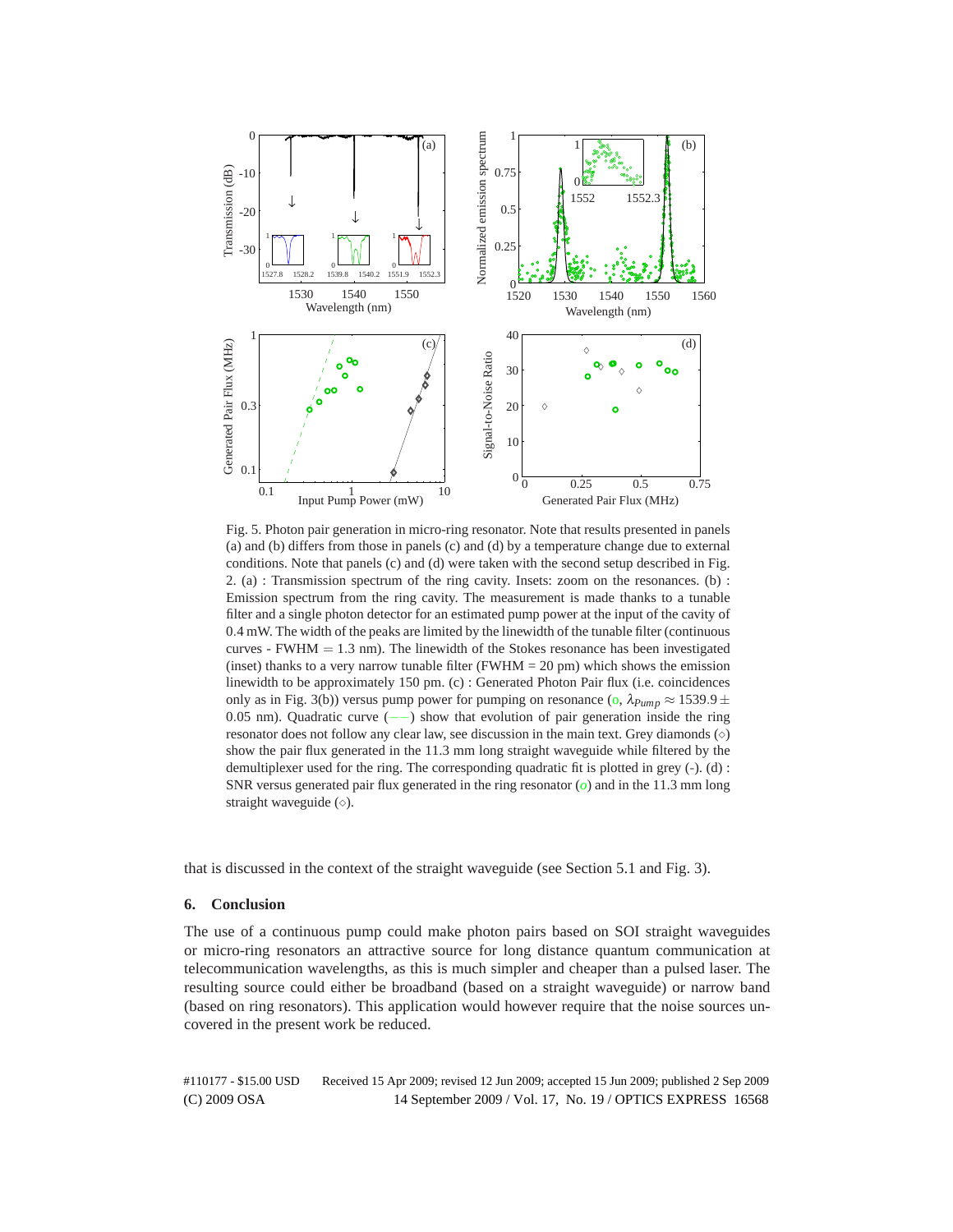Fig. 5. Photon pair generation in micro-ring resonator. Note that results presented in panels (a) and (b) differs from those in panels (c) and (d) by a temperature change due to external conditions. Note that panels (c) and (d) were taken with the second setup described in Fig. 2. (a) : Transmission spectrum of the ring cavity. Insets: zoom on the resonances. (b) : Emission spectrum from the ring cavity. The measurement is made thanks to a tunable filter and a single photon detector for an estimated pump power at the input of the cavity of 0.4 mW. The width of the peaks are limited by the linewidth of the tunable filter (continuous curves - FWHM = 1.3 nm). The linewidth of the Stokes resonance has been investigated (inset) thanks to a very narrow tunable filter (FWHM = 20 pm) which shows the emission linewidth to be approximately 150 pm. (c) : Generated Photon Pair flux (i.e. coincidences only as in Fig. 3(b)) versus pump power for pumping on resonance (o, $\lambda_{Pump} \approx 1539.9 \pm 0.05$ nm). Quadratic curve (−−) show that evolution of pair generation inside the ring resonator does not follow any clear law, see discussion in the main text. Grey diamonds (◇) show the pair flux generated in the 11.3 mm long straight waveguide while filtered by the demultiplexer used for the ring. The corresponding quadratic fit is plotted in grey (-). (d) : SNR versus generated pair flux generated in the ring resonator (*o*) and in the 11.3 mm long straight waveguide (◇).

that is discussed in the context of the straight waveguide (see Section 5.1 and Fig. 3).

## 6. Conclusion

The use of a continuous pump could make photon pairs based on SOI straight waveguides or micro-ring resonators an attractive source for long distance quantum communication at telecommunication wavelengths, as this is much simpler and cheaper than a pulsed laser. The resulting source could either be broadband (based on a straight waveguide) or narrow band (based on ring resonators). This application would however require that the noise sources uncovered in the present work be reduced.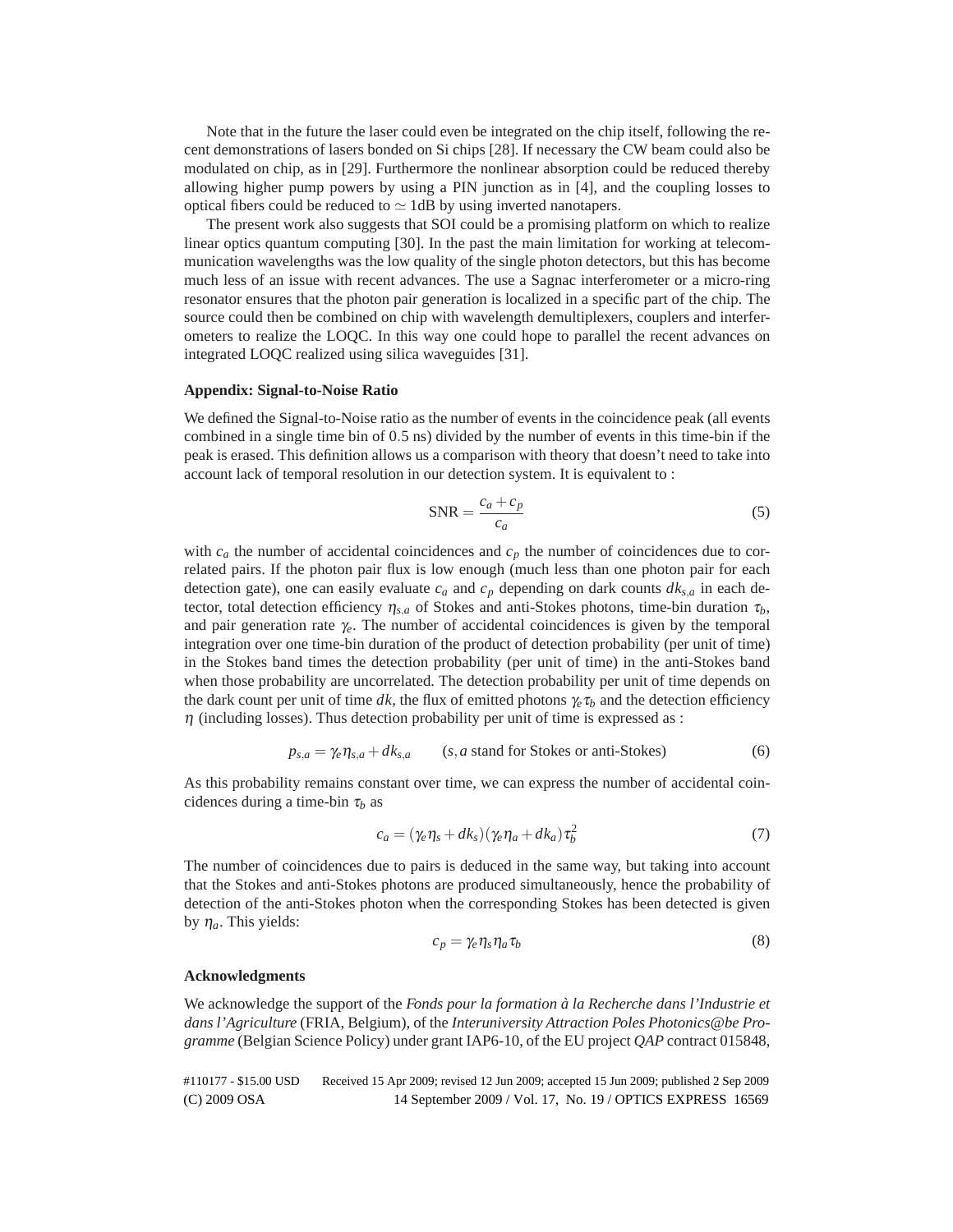Note that in the future the laser could even be integrated on the chip itself, following the recent demonstrations of lasers bonded on Si chips [28]. If necessary the CW beam could also be modulated on chip, as in [29]. Furthermore the nonlinear absorption could be reduced thereby allowing higher pump powers by using a PIN junction as in [4], and the coupling losses to optical fibers could be reduced to $\simeq$ 1dB by using inverted nanotapers.

The present work also suggests that SOI could be a promising platform on which to realize linear optics quantum computing [30]. In the past the main limitation for working at telecommunication wavelengths was the low quality of the single photon detectors, but this has become much less of an issue with recent advances. The use a Sagnac interferometer or a micro-ring resonator ensures that the photon pair generation is localized in a specific part of the chip. The source could then be combined on chip with wavelength demultiplexers, couplers and interferometers to realize the LOQC. In this way one could hope to parallel the recent advances on integrated LOQC realized using silica waveguides [31].

### Appendix: Signal-to-Noise Ratio

We defined the Signal-to-Noise ratio as the number of events in the coincidence peak (all events combined in a single time bin of 0.5 ns) divided by the number of events in this time-bin if the peak is erased. This definition allows us a comparison with theory that doesn't need to take into account lack of temporal resolution in our detection system. It is equivalent to :

$$\text{SNR} = \frac{c_a + c_p}{c_a} \tag{5}$$

with $c_a$ the number of accidental coincidences and $c_p$ the number of coincidences due to correlated pairs. If the photon pair flux is low enough (much less than one photon pair for each detection gate), one can easily evaluate $c_a$ and $c_p$ depending on dark counts $dk_{s,a}$ in each detector, total detection efficiency $\eta_{s,a}$ of Stokes and anti-Stokes photons, time-bin duration $\tau_b$, and pair generation rate $\gamma_e$. The number of accidental coincidences is given by the temporal integration over one time-bin duration of the product of detection probability (per unit of time) in the Stokes band times the detection probability (per unit of time) in the anti-Stokes band when those probability are uncorrelated. The detection probability per unit of time depends on the dark count per unit of time $dk$, the flux of emitted photons $\gamma_e \tau_b$ and the detection efficiency $\eta$ (including losses). Thus detection probability per unit of time is expressed as :

$$p_{s,a} = \gamma_e \eta_{s,a} + dk_{s,a} \qquad (s,a \text{ stand for Stokes or anti-Stokes}) \tag{6}$$

As this probability remains constant over time, we can express the number of accidental coincidences during a time-bin $\tau_b$ as

$$c_a = (\gamma_e \eta_s + dk_s)(\gamma_e \eta_a + dk_a)\tau_b^2 \tag{7}$$

The number of coincidences due to pairs is deduced in the same way, but taking into account that the Stokes and anti-Stokes photons are produced simultaneously, hence the probability of detection of the anti-Stokes photon when the corresponding Stokes has been detected is given by $\eta_a$. This yields:

$$c_p = \gamma_e \eta_s \eta_a \tau_b \tag{8}$$

### Acknowledgments

We acknowledge the support of the *Fonds pour la formation à la Recherche dans l'Industrie et dans l'Agriculture* (FRIA, Belgium), of the *Interuniversity Attraction Poles Photonics@be Programme* (Belgian Science Policy) under grant IAP6-10, of the EU project *QAP* contract 015848,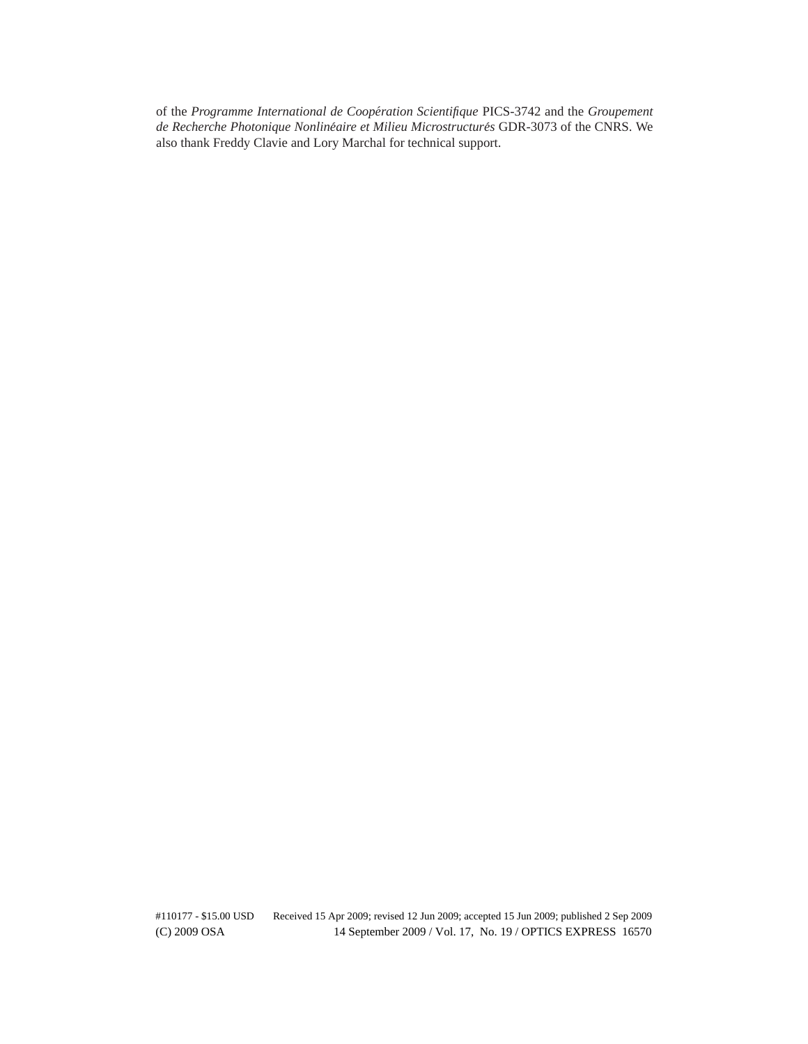of the *Programme International de Coopération Scientifique* PICS-3742 and the *Groupement de Recherche Photonique Nonlinéaire et Milieu Microstructurés* GDR-3073 of the CNRS. We also thank Freddy Clavie and Lory Marchal for technical support.